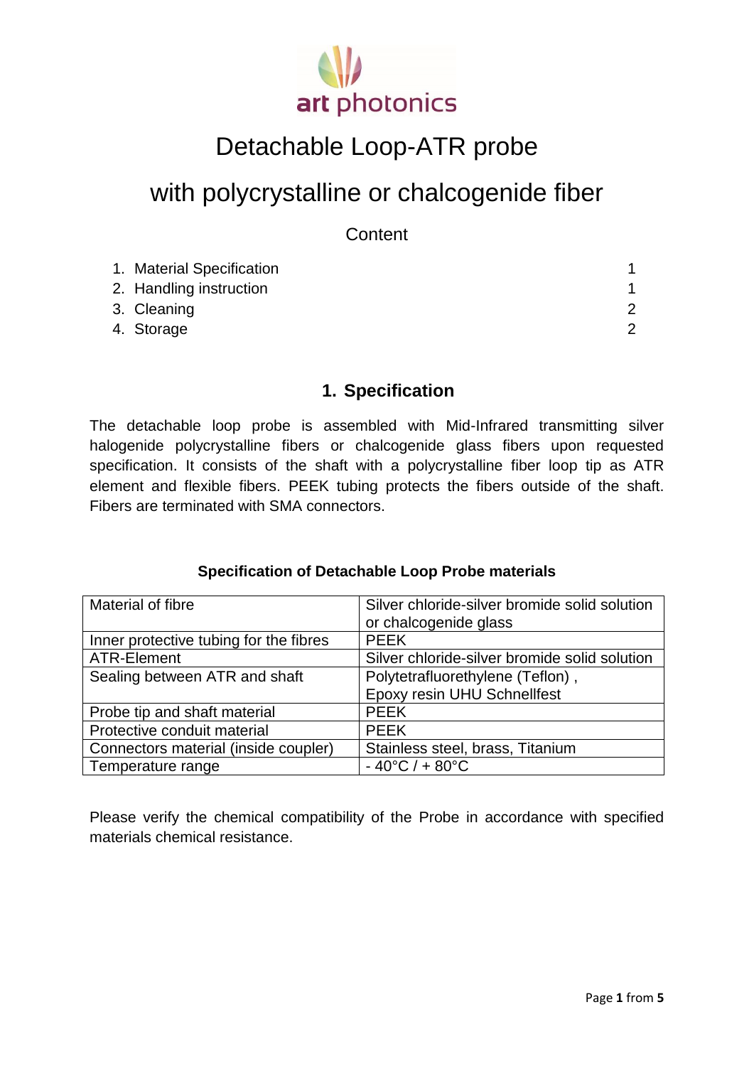# Detachable Loop-ATR probe

# with polycrystalline or chalcogenide fiber

Content

1. Material Specification 1
2. Handling instruction 1
3. Cleaning 2
4. Storage 2

## 1. Specification

The detachable loop probe is assembled with Mid-Infrared transmitting silver halogenide polycrystalline fibers or chalcogenide glass fibers upon requested specification. It consists of the shaft with a polycrystalline fiber loop tip as ATR element and flexible fibers. PEEK tubing protects the fibers outside of the shaft. Fibers are terminated with SMA connectors.

**Specification of Detachable Loop Probe materials**

| Material of fibre | Silver chloride-silver bromide solid solution or chalcogenide glass |
|---|---|
| Inner protective tubing for the fibres | PEEK |
| ATR-Element | Silver chloride-silver bromide solid solution |
| Sealing between ATR and shaft | Polytetrafluorethylene (Teflon) , Epoxy resin UHU Schnellfest |
| Probe tip and shaft material | PEEK |
| Protective conduit material | PEEK |
| Connectors material (inside coupler) | Stainless steel, brass, Titanium |
| Temperature range | - 40°C / + 80°C |

Please verify the chemical compatibility of the Probe in accordance with specified materials chemical resistance.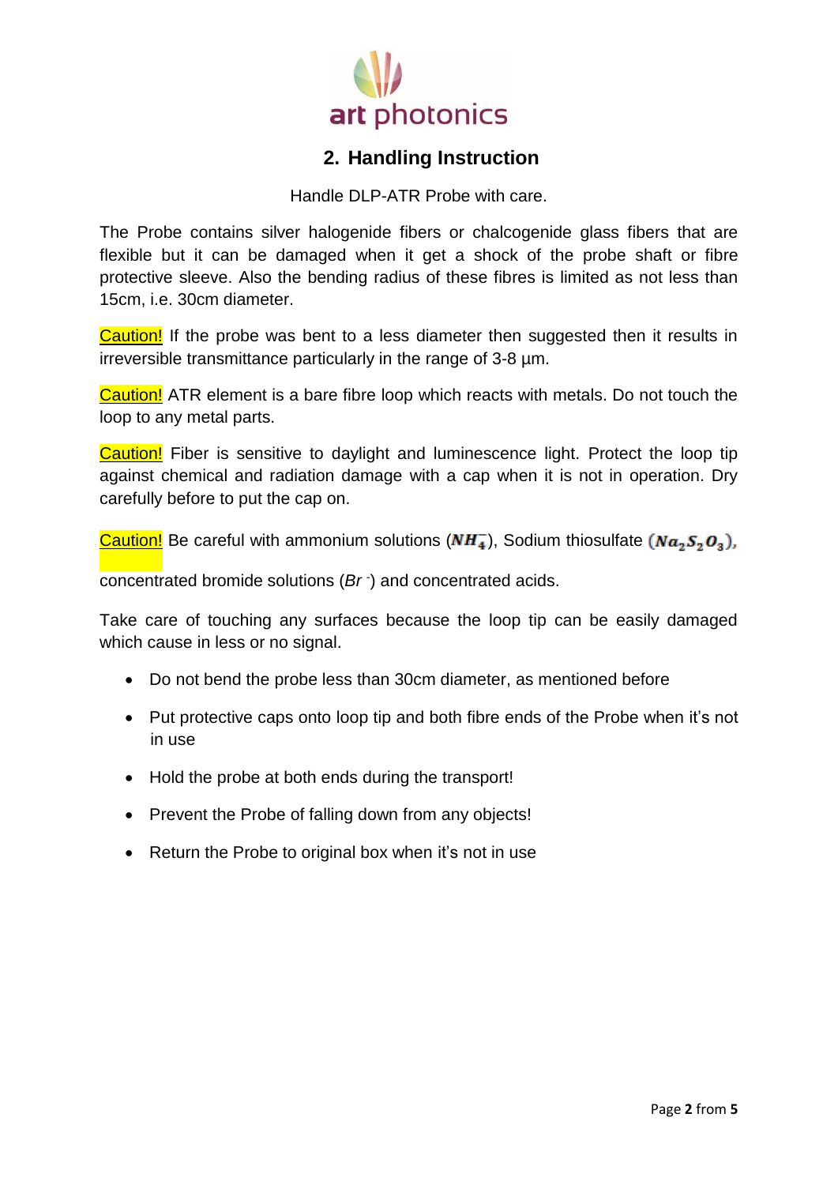## 2. Handling Instruction

Handle DLP-ATR Probe with care.

The Probe contains silver halogenide fibers or chalcogenide glass fibers that are flexible but it can be damaged when it get a shock of the probe shaft or fibre protective sleeve. Also the bending radius of these fibres is limited as not less than 15cm, i.e. 30cm diameter.

Caution! If the probe was bent to a less diameter then suggested then it results in irreversible transmittance particularly in the range of 3-8 µm.

Caution! ATR element is a bare fibre loop which reacts with metals. Do not touch the loop to any metal parts.

Caution! Fiber is sensitive to daylight and luminescence light. Protect the loop tip against chemical and radiation damage with a cap when it is not in operation. Dry carefully before to put the cap on.

Caution! Be careful with ammonium solutions ($NH_4^-$), Sodium thiosulfate ($Na_2S_2O_3$), concentrated bromide solutions ($Br^-$) and concentrated acids.

Take care of touching any surfaces because the loop tip can be easily damaged which cause in less or no signal.

- Do not bend the probe less than 30cm diameter, as mentioned before
- Put protective caps onto loop tip and both fibre ends of the Probe when it's not in use
- Hold the probe at both ends during the transport!
- Prevent the Probe of falling down from any objects!
- Return the Probe to original box when it's not in use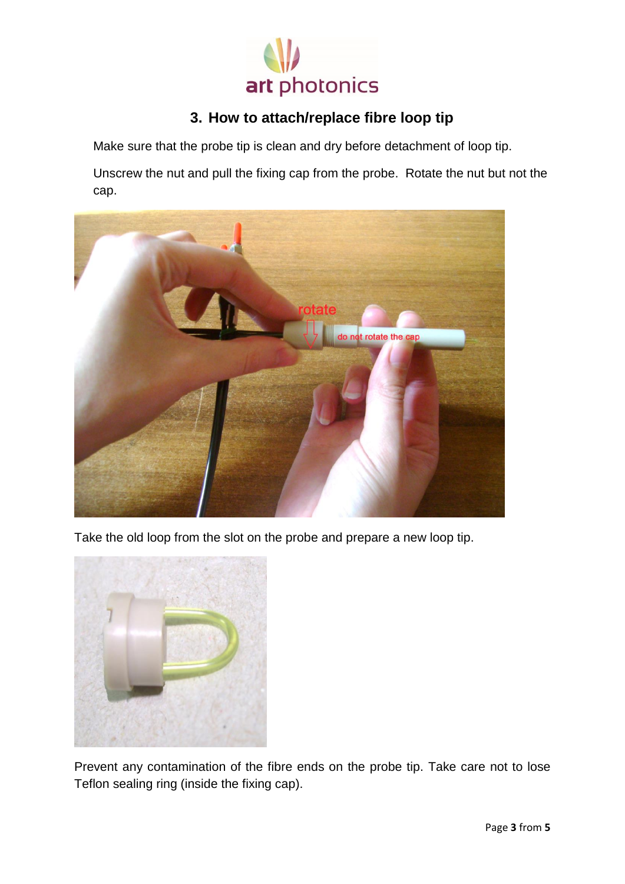## 3. How to attach/replace fibre loop tip

Make sure that the probe tip is clean and dry before detachment of loop tip.

Unscrew the nut and pull the fixing cap from the probe. Rotate the nut but not the cap.

Take the old loop from the slot on the probe and prepare a new loop tip.

Prevent any contamination of the fibre ends on the probe tip. Take care not to lose Teflon sealing ring (inside the fixing cap).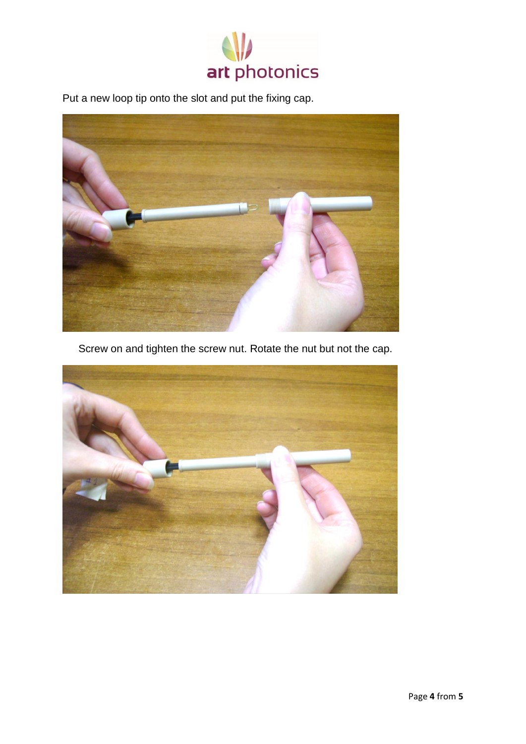Put a new loop tip onto the slot and put the fixing cap.

Screw on and tighten the screw nut. Rotate the nut but not the cap.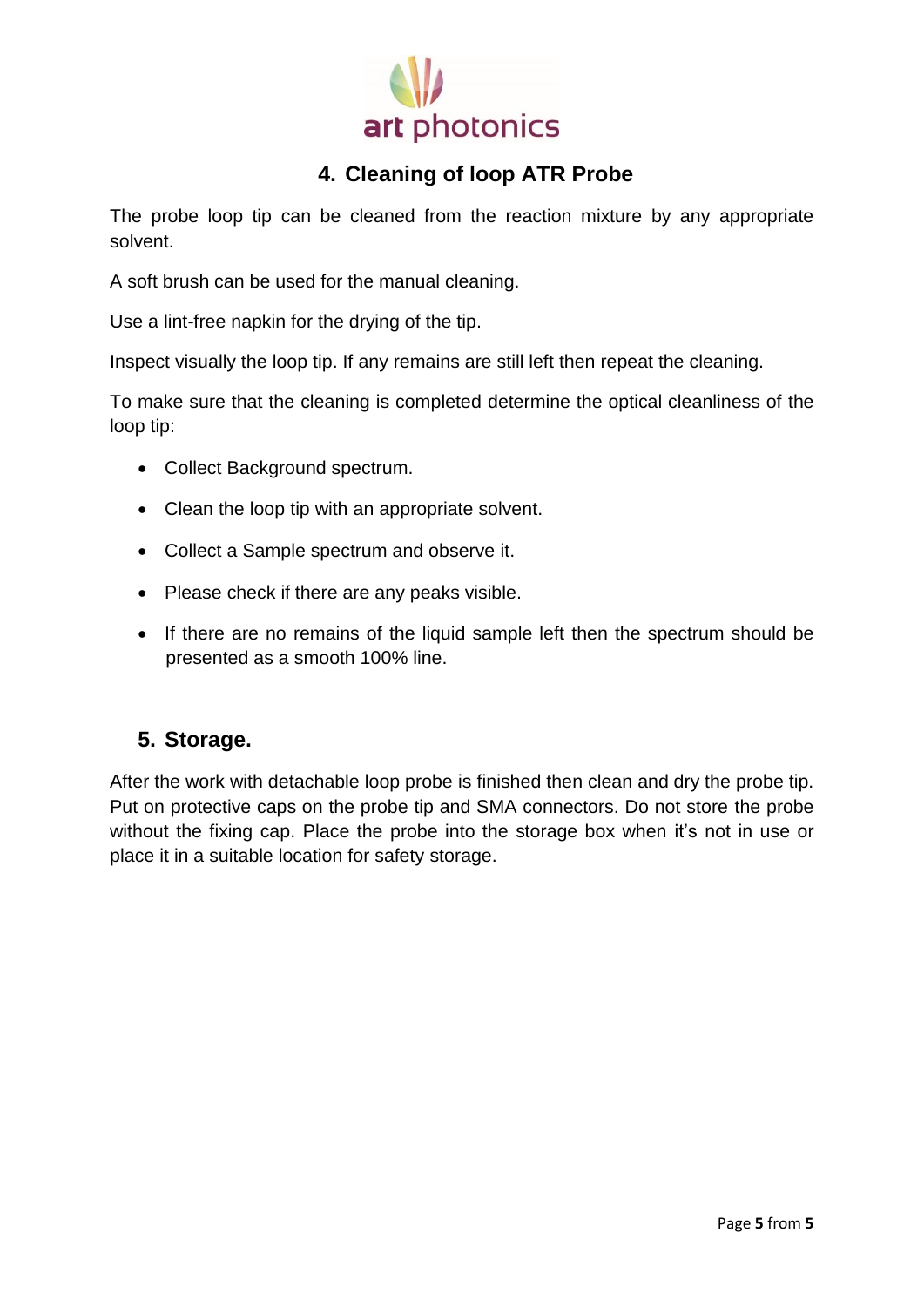## 4. Cleaning of loop ATR Probe

The probe loop tip can be cleaned from the reaction mixture by any appropriate solvent.

A soft brush can be used for the manual cleaning.

Use a lint-free napkin for the drying of the tip.

Inspect visually the loop tip. If any remains are still left then repeat the cleaning.

To make sure that the cleaning is completed determine the optical cleanliness of the loop tip:

- Collect Background spectrum.
- Clean the loop tip with an appropriate solvent.
- Collect a Sample spectrum and observe it.
- Please check if there are any peaks visible.
- If there are no remains of the liquid sample left then the spectrum should be presented as a smooth 100% line.

## 5. Storage.

After the work with detachable loop probe is finished then clean and dry the probe tip. Put on protective caps on the probe tip and SMA connectors. Do not store the probe without the fixing cap. Place the probe into the storage box when it's not in use or place it in a suitable location for safety storage.